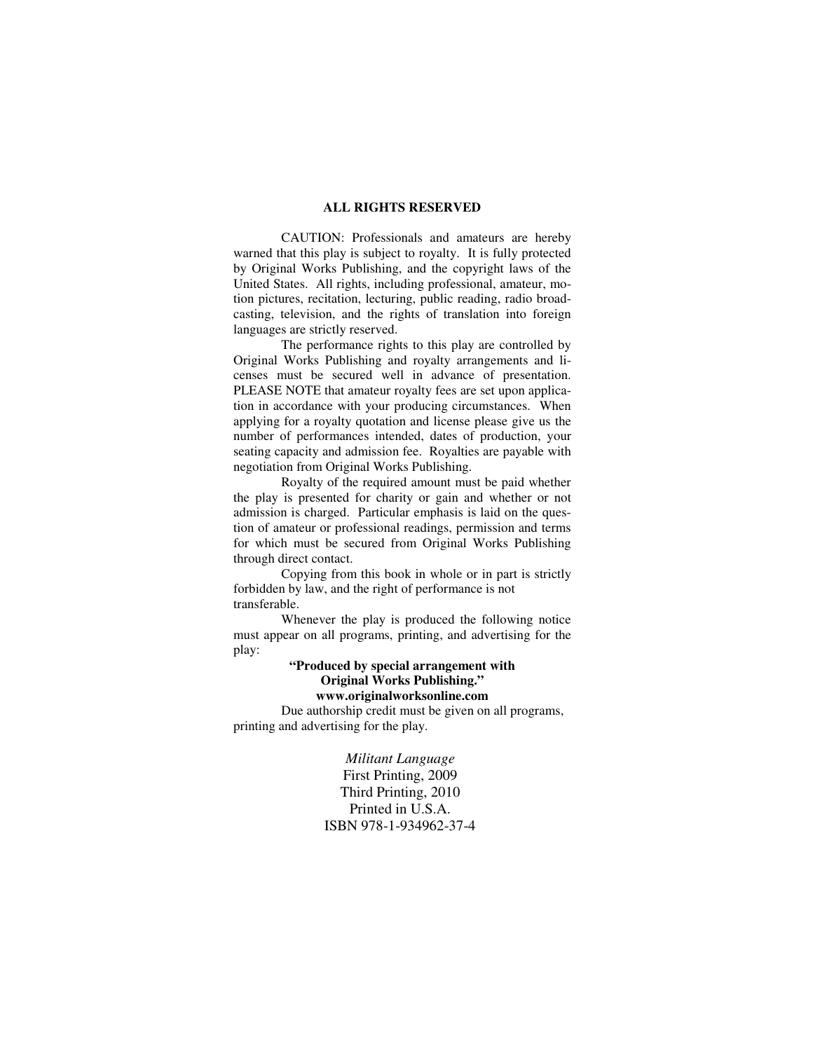**ALL RIGHTS RESERVED**

CAUTION: Professionals and amateurs are hereby warned that this play is subject to royalty. It is fully protected by Original Works Publishing, and the copyright laws of the United States. All rights, including professional, amateur, motion pictures, recitation, lecturing, public reading, radio broadcasting, television, and the rights of translation into foreign languages are strictly reserved.

The performance rights to this play are controlled by Original Works Publishing and royalty arrangements and licenses must be secured well in advance of presentation. PLEASE NOTE that amateur royalty fees are set upon application in accordance with your producing circumstances. When applying for a royalty quotation and license please give us the number of performances intended, dates of production, your seating capacity and admission fee. Royalties are payable with negotiation from Original Works Publishing.

Royalty of the required amount must be paid whether the play is presented for charity or gain and whether or not admission is charged. Particular emphasis is laid on the question of amateur or professional readings, permission and terms for which must be secured from Original Works Publishing through direct contact.

Copying from this book in whole or in part is strictly forbidden by law, and the right of performance is not transferable.

Whenever the play is produced the following notice must appear on all programs, printing, and advertising for the play:

**"Produced by special arrangement with Original Works Publishing."**
**www.originalworksonline.com**

Due authorship credit must be given on all programs, printing and advertising for the play.

*Militant Language*
First Printing, 2009
Third Printing, 2010
Printed in U.S.A.
ISBN 978-1-934962-37-4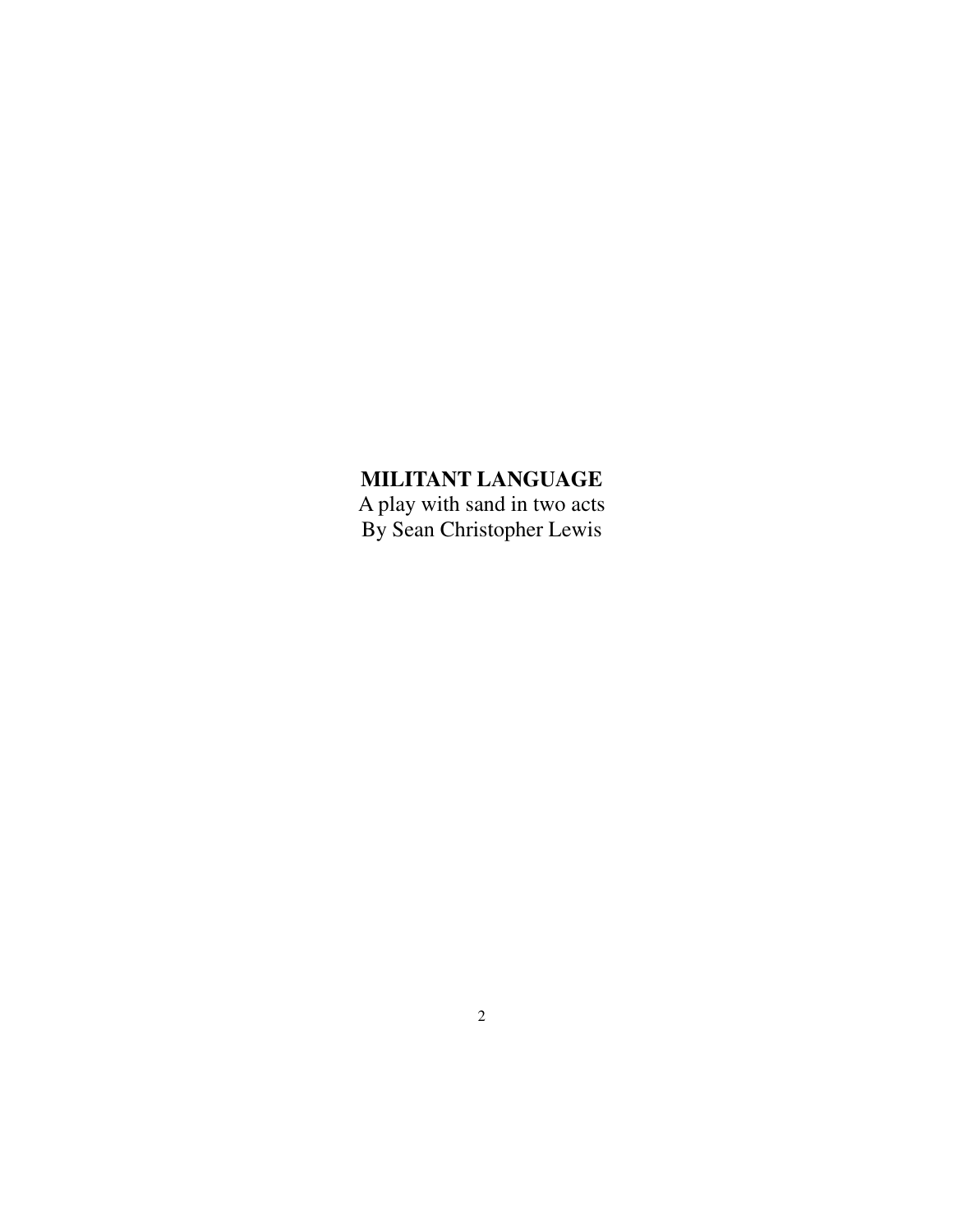**MILITANT LANGUAGE**

A play with sand in two acts

By Sean Christopher Lewis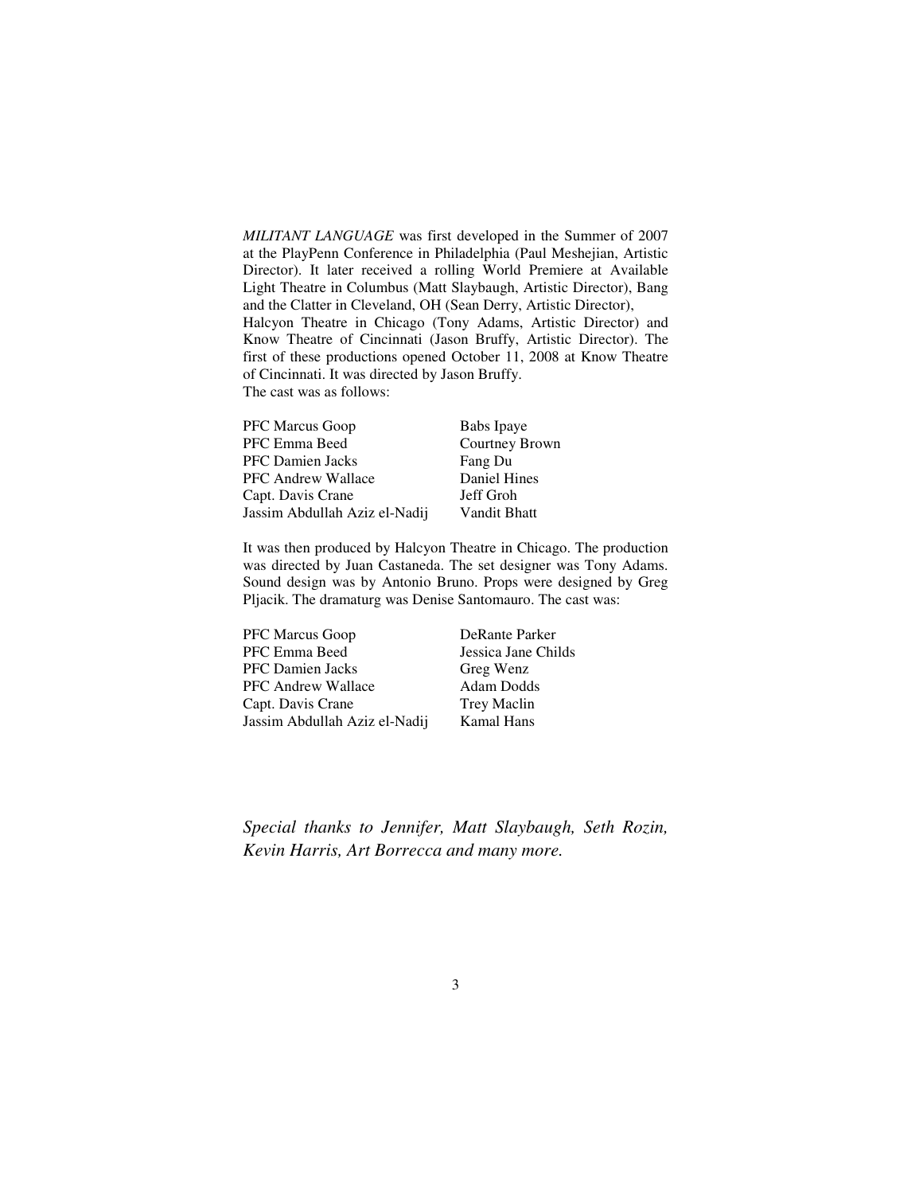*MILITANT LANGUAGE* was first developed in the Summer of 2007 at the PlayPenn Conference in Philadelphia (Paul Meshejian, Artistic Director). It later received a rolling World Premiere at Available Light Theatre in Columbus (Matt Slaybaugh, Artistic Director), Bang and the Clatter in Cleveland, OH (Sean Derry, Artistic Director), Halcyon Theatre in Chicago (Tony Adams, Artistic Director) and Know Theatre of Cincinnati (Jason Bruffy, Artistic Director). The first of these productions opened October 11, 2008 at Know Theatre of Cincinnati. It was directed by Jason Bruffy.
The cast was as follows:

| | |
|---|---|
| PFC Marcus Goop | Babs Ipaye |
| PFC Emma Beed | Courtney Brown |
| PFC Damien Jacks | Fang Du |
| PFC Andrew Wallace | Daniel Hines |
| Capt. Davis Crane | Jeff Groh |
| Jassim Abdullah Aziz el-Nadij | Vandit Bhatt |

It was then produced by Halcyon Theatre in Chicago. The production was directed by Juan Castaneda. The set designer was Tony Adams. Sound design was by Antonio Bruno. Props were designed by Greg Pljacik. The dramaturg was Denise Santomauro. The cast was:

| | |
|---|---|
| PFC Marcus Goop | DeRante Parker |
| PFC Emma Beed | Jessica Jane Childs |
| PFC Damien Jacks | Greg Wenz |
| PFC Andrew Wallace | Adam Dodds |
| Capt. Davis Crane | Trey Maclin |
| Jassim Abdullah Aziz el-Nadij | Kamal Hans |

*Special thanks to Jennifer, Matt Slaybaugh, Seth Rozin, Kevin Harris, Art Borrecca and many more.*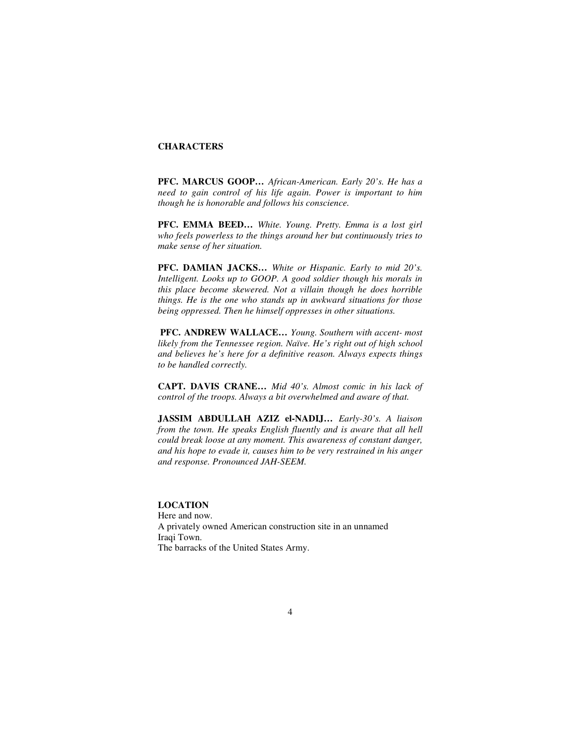## CHARACTERS

**PFC. MARCUS GOOP…** *African-American. Early 20's. He has a need to gain control of his life again. Power is important to him though he is honorable and follows his conscience.*

**PFC. EMMA BEED…** *White. Young. Pretty. Emma is a lost girl who feels powerless to the things around her but continuously tries to make sense of her situation.*

**PFC. DAMIAN JACKS…** *White or Hispanic. Early to mid 20's. Intelligent. Looks up to GOOP. A good soldier though his morals in this place become skewered. Not a villain though he does horrible things. He is the one who stands up in awkward situations for those being oppressed. Then he himself oppresses in other situations.*

**PFC. ANDREW WALLACE…** *Young. Southern with accent- most likely from the Tennessee region. Naïve. He's right out of high school and believes he's here for a definitive reason. Always expects things to be handled correctly.*

**CAPT. DAVIS CRANE…** *Mid 40's. Almost comic in his lack of control of the troops. Always a bit overwhelmed and aware of that.*

**JASSIM ABDULLAH AZIZ el-NADIJ…** *Early-30's. A liaison from the town. He speaks English fluently and is aware that all hell could break loose at any moment. This awareness of constant danger, and his hope to evade it, causes him to be very restrained in his anger and response. Pronounced JAH-SEEM.*

## LOCATION

Here and now.
A privately owned American construction site in an unnamed Iraqi Town.
The barracks of the United States Army.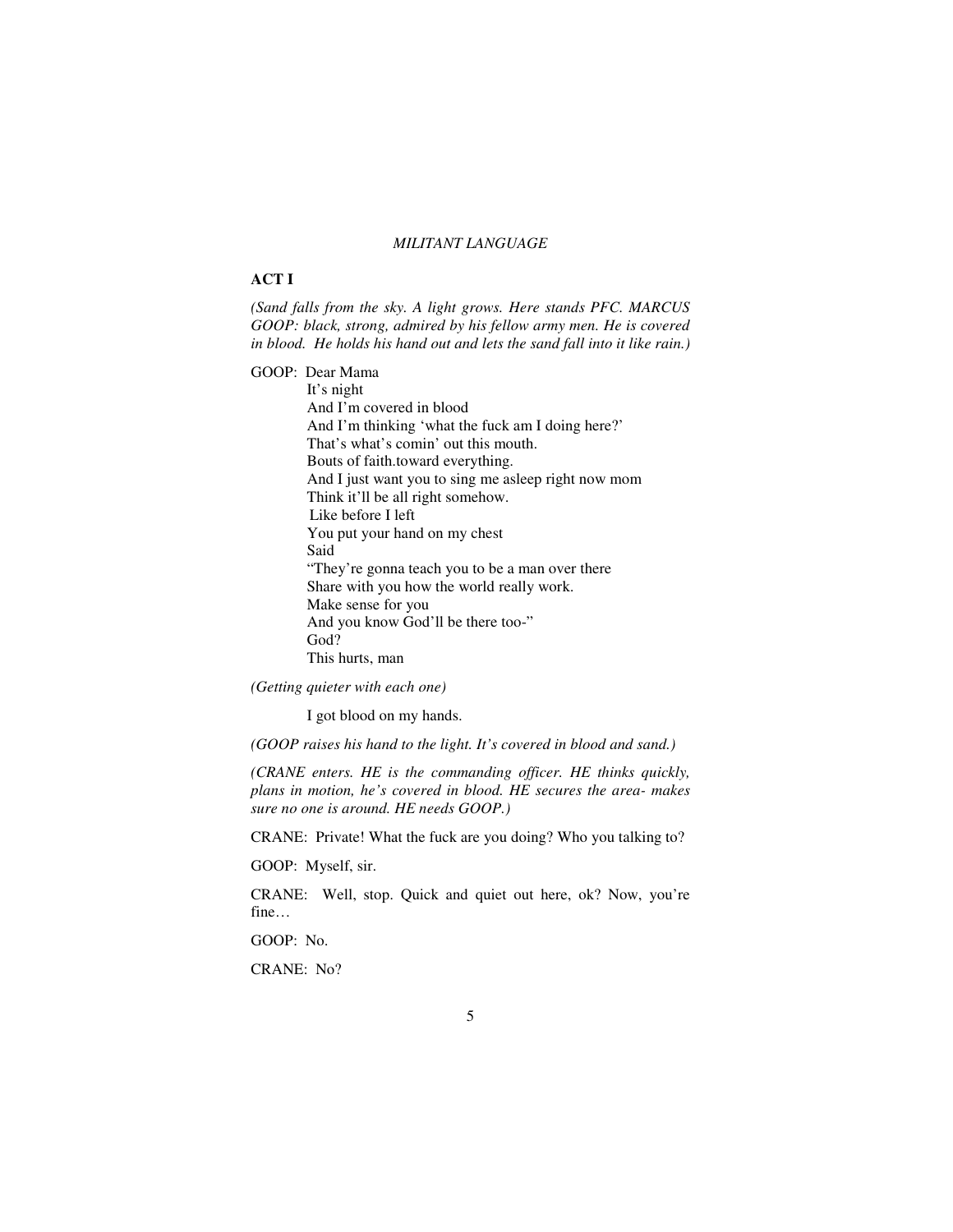*MILITANT LANGUAGE*

**ACT I**

*(Sand falls from the sky. A light grows. Here stands PFC. MARCUS GOOP: black, strong, admired by his fellow army men. He is covered in blood. He holds his hand out and lets the sand fall into it like rain.)*

GOOP: Dear Mama
It's night
And I'm covered in blood
And I'm thinking 'what the fuck am I doing here?'
That's what's comin' out this mouth.
Bouts of faith.toward everything.
And I just want you to sing me asleep right now mom
Think it'll be all right somehow.
Like before I left
You put your hand on my chest
Said
"They're gonna teach you to be a man over there
Share with you how the world really work.
Make sense for you
And you know God'll be there too-"
God?
This hurts, man

*(Getting quieter with each one)*

I got blood on my hands.

*(GOOP raises his hand to the light. It's covered in blood and sand.)*

*(CRANE enters. HE is the commanding officer. HE thinks quickly, plans in motion, he's covered in blood. HE secures the area- makes sure no one is around. HE needs GOOP.)*

CRANE: Private! What the fuck are you doing? Who you talking to?

GOOP: Myself, sir.

CRANE: Well, stop. Quick and quiet out here, ok? Now, you're fine…

GOOP: No.

CRANE: No?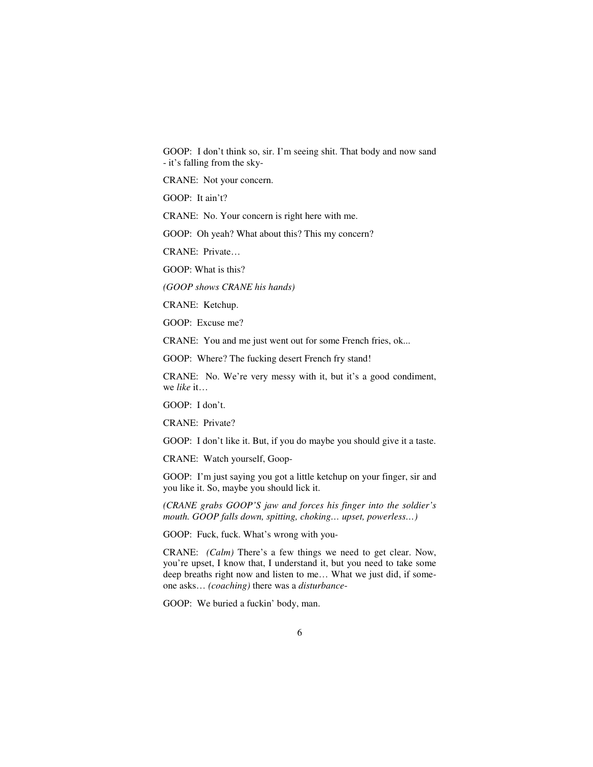GOOP: I don't think so, sir. I'm seeing shit. That body and now sand - it's falling from the sky-

CRANE: Not your concern.

GOOP: It ain't?

CRANE: No. Your concern is right here with me.

GOOP: Oh yeah? What about this? This my concern?

CRANE: Private…

GOOP: What is this?

*(GOOP shows CRANE his hands)*

CRANE: Ketchup.

GOOP: Excuse me?

CRANE: You and me just went out for some French fries, ok...

GOOP: Where? The fucking desert French fry stand!

CRANE: No. We're very messy with it, but it's a good condiment, we *like* it…

GOOP: I don't.

CRANE: Private?

GOOP: I don't like it. But, if you do maybe you should give it a taste.

CRANE: Watch yourself, Goop-

GOOP: I'm just saying you got a little ketchup on your finger, sir and you like it. So, maybe you should lick it.

*(CRANE grabs GOOP'S jaw and forces his finger into the soldier's mouth. GOOP falls down, spitting, choking… upset, powerless…)*

GOOP: Fuck, fuck. What's wrong with you-

CRANE: *(Calm)* There's a few things we need to get clear. Now, you're upset, I know that, I understand it, but you need to take some deep breaths right now and listen to me… What we just did, if some-one asks… *(coaching)* there was a *disturbance*-

GOOP: We buried a fuckin' body, man.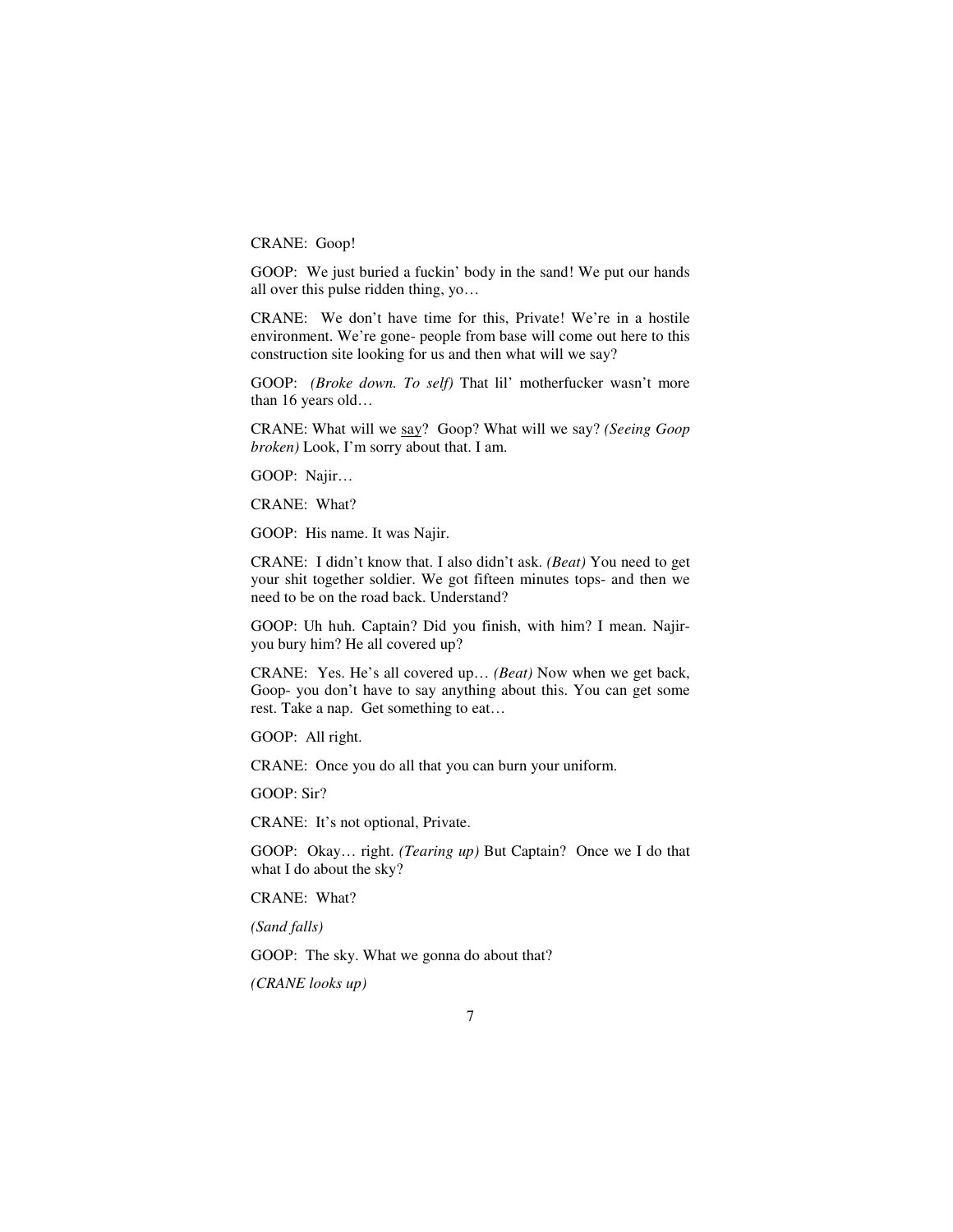CRANE: Goop!

GOOP: We just buried a fuckin' body in the sand! We put our hands all over this pulse ridden thing, yo…

CRANE: We don't have time for this, Private! We're in a hostile environment. We're gone- people from base will come out here to this construction site looking for us and then what will we say?

GOOP: *(Broke down. To self)* That lil' motherfucker wasn't more than 16 years old…

CRANE: What will we <u>say</u>? Goop? What will we say? *(Seeing Goop broken)* Look, I'm sorry about that. I am.

GOOP: Najir…

CRANE: What?

GOOP: His name. It was Najir.

CRANE: I didn't know that. I also didn't ask. *(Beat)* You need to get your shit together soldier. We got fifteen minutes tops- and then we need to be on the road back. Understand?

GOOP: Uh huh. Captain? Did you finish, with him? I mean. Najir- you bury him? He all covered up?

CRANE: Yes. He's all covered up… *(Beat)* Now when we get back, Goop- you don't have to say anything about this. You can get some rest. Take a nap. Get something to eat…

GOOP: All right.

CRANE: Once you do all that you can burn your uniform.

GOOP: Sir?

CRANE: It's not optional, Private.

GOOP: Okay… right. *(Tearing up)* But Captain? Once we I do that what I do about the sky?

CRANE: What?

*(Sand falls)*

GOOP: The sky. What we gonna do about that?

*(CRANE looks up)*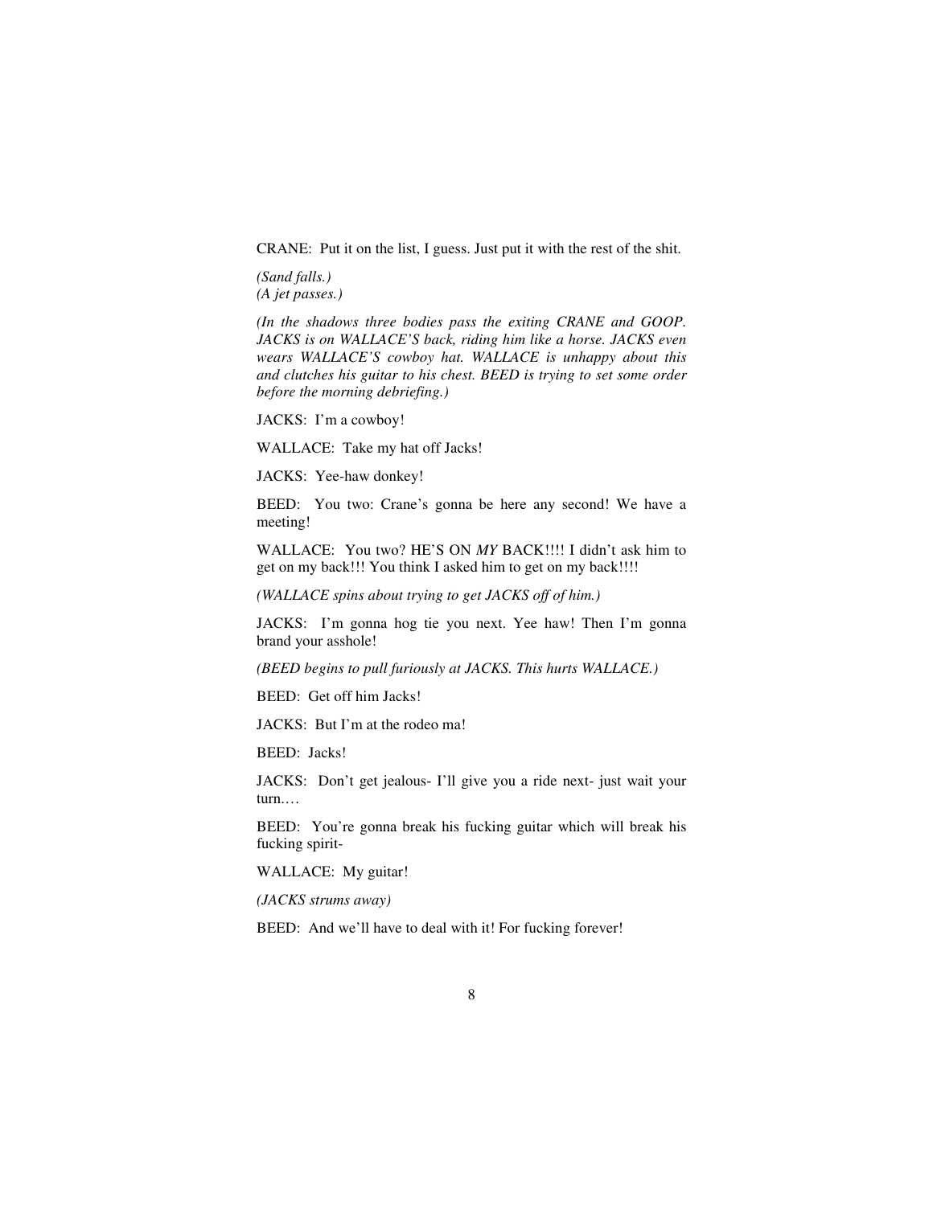CRANE: Put it on the list, I guess. Just put it with the rest of the shit.

*(Sand falls.)*
*(A jet passes.)*

*(In the shadows three bodies pass the exiting CRANE and GOOP. JACKS is on WALLACE'S back, riding him like a horse. JACKS even wears WALLACE'S cowboy hat. WALLACE is unhappy about this and clutches his guitar to his chest. BEED is trying to set some order before the morning debriefing.)*

JACKS: I'm a cowboy!

WALLACE: Take my hat off Jacks!

JACKS: Yee-haw donkey!

BEED: You two: Crane's gonna be here any second! We have a meeting!

WALLACE: You two? HE'S ON *MY* BACK!!!! I didn't ask him to get on my back!!! You think I asked him to get on my back!!!!

*(WALLACE spins about trying to get JACKS off of him.)*

JACKS: I'm gonna hog tie you next. Yee haw! Then I'm gonna brand your asshole!

*(BEED begins to pull furiously at JACKS. This hurts WALLACE.)*

BEED: Get off him Jacks!

JACKS: But I'm at the rodeo ma!

BEED: Jacks!

JACKS: Don't get jealous- I'll give you a ride next- just wait your turn.…

BEED: You're gonna break his fucking guitar which will break his fucking spirit-

WALLACE: My guitar!

*(JACKS strums away)*

BEED: And we'll have to deal with it! For fucking forever!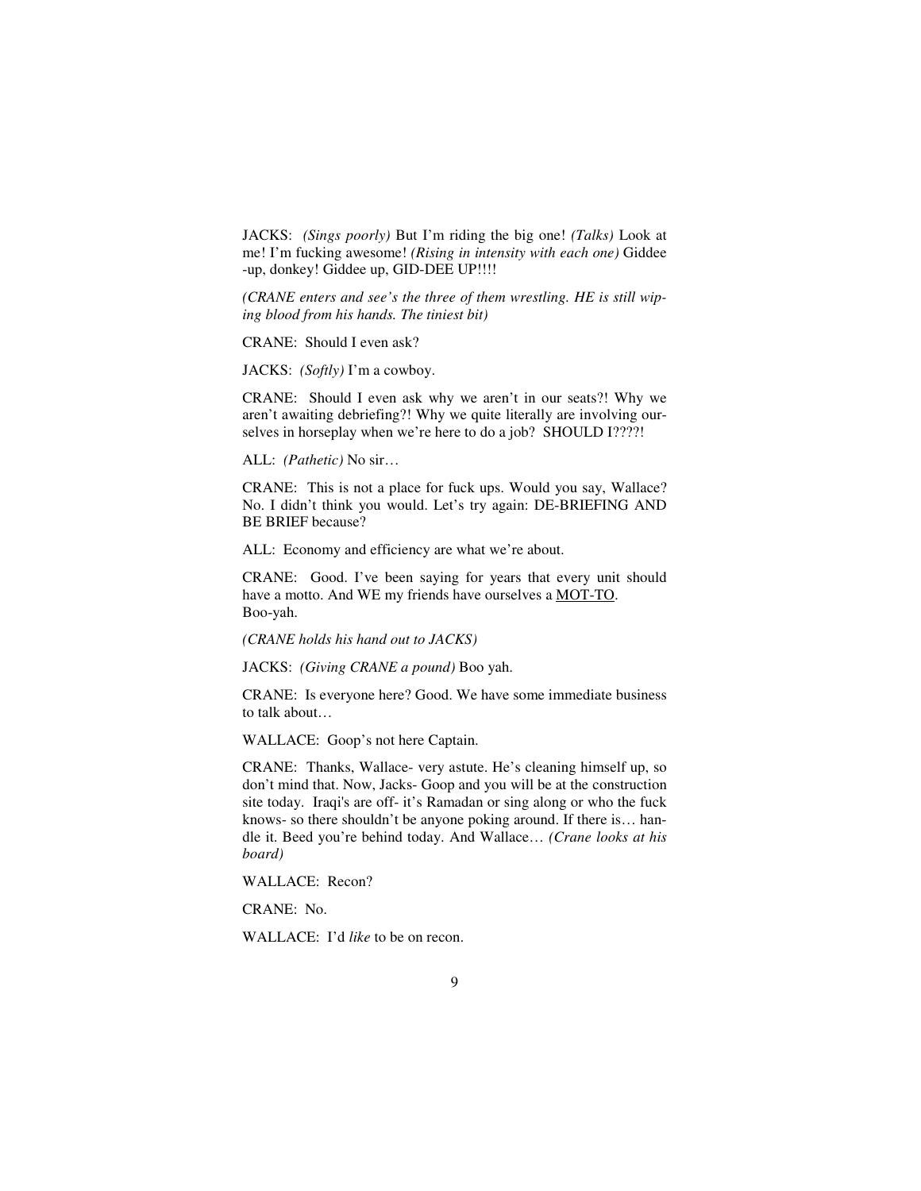JACKS: *(Sings poorly)* But I'm riding the big one! *(Talks)* Look at me! I'm fucking awesome! *(Rising in intensity with each one)* Giddee-up, donkey! Giddee up, GID-DEE UP!!!!

*(CRANE enters and see's the three of them wrestling. HE is still wiping blood from his hands. The tiniest bit)*

CRANE: Should I even ask?

JACKS: *(Softly)* I'm a cowboy.

CRANE: Should I even ask why we aren't in our seats?! Why we aren't awaiting debriefing?! Why we quite literally are involving ourselves in horseplay when we're here to do a job? SHOULD I????!

ALL: *(Pathetic)* No sir…

CRANE: This is not a place for fuck ups. Would you say, Wallace? No. I didn't think you would. Let's try again: DE-BRIEFING AND BE BRIEF because?

ALL: Economy and efficiency are what we're about.

CRANE: Good. I've been saying for years that every unit should have a motto. And WE my friends have ourselves a <u>MOT-TO</u>. Boo-yah.

*(CRANE holds his hand out to JACKS)*

JACKS: *(Giving CRANE a pound)* Boo yah.

CRANE: Is everyone here? Good. We have some immediate business to talk about…

WALLACE: Goop's not here Captain.

CRANE: Thanks, Wallace- very astute. He's cleaning himself up, so don't mind that. Now, Jacks- Goop and you will be at the construction site today. Iraqi's are off- it's Ramadan or sing along or who the fuck knows- so there shouldn't be anyone poking around. If there is… handle it. Beed you're behind today. And Wallace… *(Crane looks at his board)*

WALLACE: Recon?

CRANE: No.

WALLACE: I'd *like* to be on recon.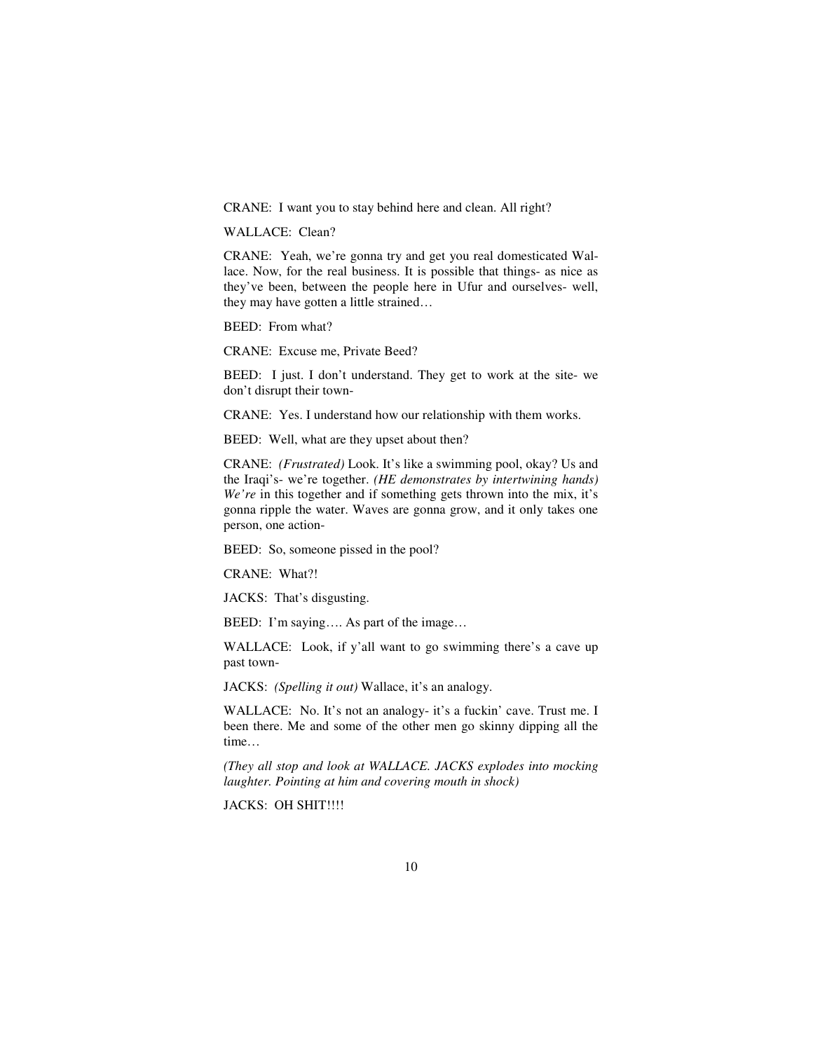CRANE: I want you to stay behind here and clean. All right?

WALLACE: Clean?

CRANE: Yeah, we're gonna try and get you real domesticated Wallace. Now, for the real business. It is possible that things- as nice as they've been, between the people here in Ufur and ourselves- well, they may have gotten a little strained…

BEED: From what?

CRANE: Excuse me, Private Beed?

BEED: I just. I don't understand. They get to work at the site- we don't disrupt their town-

CRANE: Yes. I understand how our relationship with them works.

BEED: Well, what are they upset about then?

CRANE: *(Frustrated)* Look. It's like a swimming pool, okay? Us and the Iraqi's- we're together. *(HE demonstrates by intertwining hands) We're* in this together and if something gets thrown into the mix, it's gonna ripple the water. Waves are gonna grow, and it only takes one person, one action-

BEED: So, someone pissed in the pool?

CRANE: What?!

JACKS: That's disgusting.

BEED: I'm saying…. As part of the image…

WALLACE: Look, if y'all want to go swimming there's a cave up past town-

JACKS: *(Spelling it out)* Wallace, it's an analogy.

WALLACE: No. It's not an analogy- it's a fuckin' cave. Trust me. I been there. Me and some of the other men go skinny dipping all the time…

*(They all stop and look at WALLACE. JACKS explodes into mocking laughter. Pointing at him and covering mouth in shock)*

JACKS: OH SHIT!!!!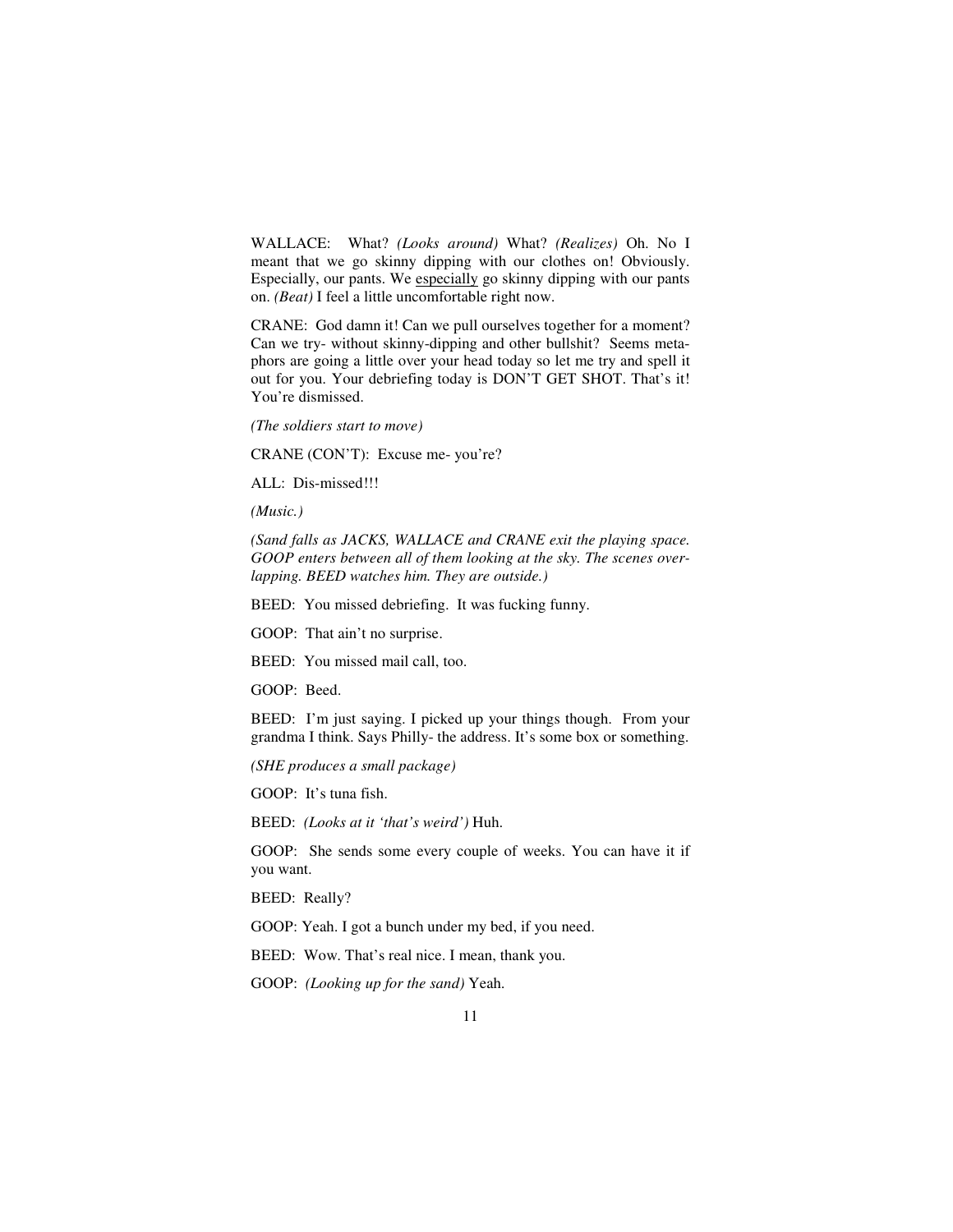WALLACE: What? *(Looks around)* What? *(Realizes)* Oh. No I meant that we go skinny dipping with our clothes on! Obviously. Especially, our pants. We <u>especially</u> go skinny dipping with our pants on. *(Beat)* I feel a little uncomfortable right now.

CRANE: God damn it! Can we pull ourselves together for a moment? Can we try- without skinny-dipping and other bullshit? Seems metaphors are going a little over your head today so let me try and spell it out for you. Your debriefing today is DON'T GET SHOT. That's it! You're dismissed.

*(The soldiers start to move)*

CRANE (CON'T): Excuse me- you're?

ALL: Dis-missed!!!

*(Music.)*

*(Sand falls as JACKS, WALLACE and CRANE exit the playing space. GOOP enters between all of them looking at the sky. The scenes overlapping. BEED watches him. They are outside.)*

BEED: You missed debriefing. It was fucking funny.

GOOP: That ain't no surprise.

BEED: You missed mail call, too.

GOOP: Beed.

BEED: I'm just saying. I picked up your things though. From your grandma I think. Says Philly- the address. It's some box or something.

*(SHE produces a small package)*

GOOP: It's tuna fish.

BEED: *(Looks at it 'that's weird')* Huh.

GOOP: She sends some every couple of weeks. You can have it if you want.

BEED: Really?

GOOP: Yeah. I got a bunch under my bed, if you need.

BEED: Wow. That's real nice. I mean, thank you.

GOOP: *(Looking up for the sand)* Yeah.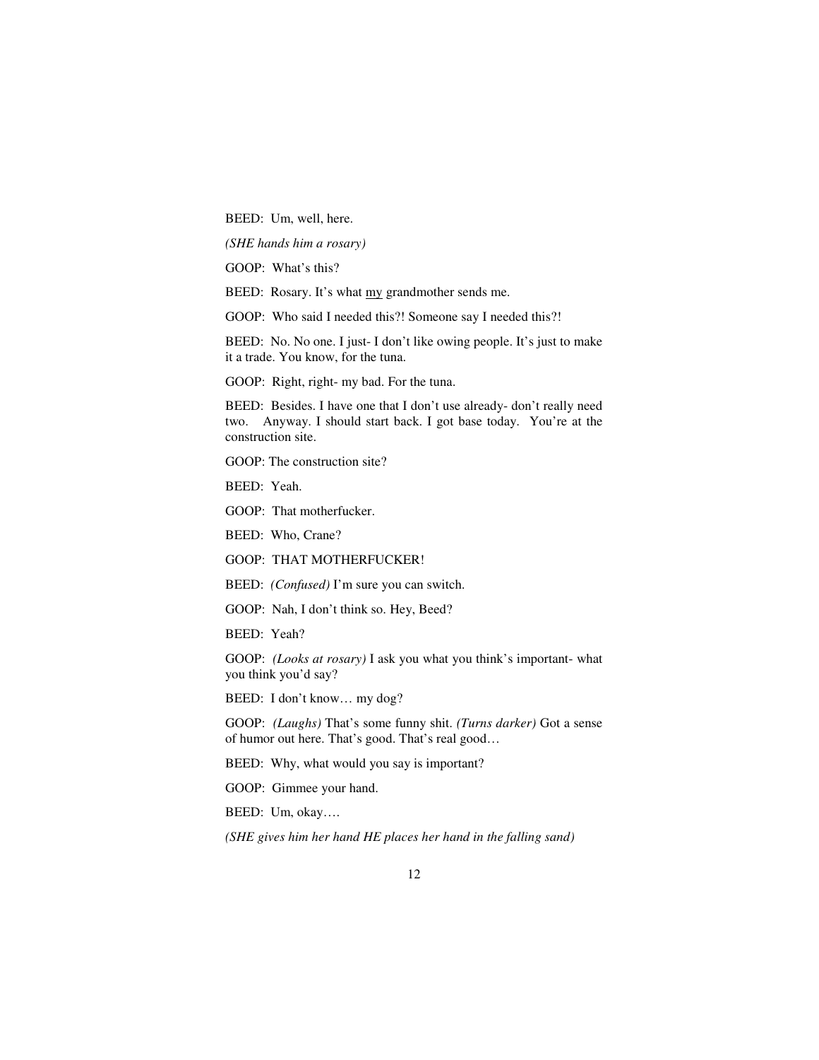BEED: Um, well, here.

*(SHE hands him a rosary)*

GOOP: What's this?

BEED: Rosary. It's what <u>my</u> grandmother sends me.

GOOP: Who said I needed this?! Someone say I needed this?!

BEED: No. No one. I just- I don't like owing people. It's just to make it a trade. You know, for the tuna.

GOOP: Right, right- my bad. For the tuna.

BEED: Besides. I have one that I don't use already- don't really need two. Anyway. I should start back. I got base today. You're at the construction site.

GOOP: The construction site?

BEED: Yeah.

GOOP: That motherfucker.

BEED: Who, Crane?

GOOP: THAT MOTHERFUCKER!

BEED: *(Confused)* I'm sure you can switch.

GOOP: Nah, I don't think so. Hey, Beed?

BEED: Yeah?

GOOP: *(Looks at rosary)* I ask you what you think's important- what you think you'd say?

BEED: I don't know… my dog?

GOOP: *(Laughs)* That's some funny shit. *(Turns darker)* Got a sense of humor out here. That's good. That's real good…

BEED: Why, what would you say is important?

GOOP: Gimmee your hand.

BEED: Um, okay….

*(SHE gives him her hand HE places her hand in the falling sand)*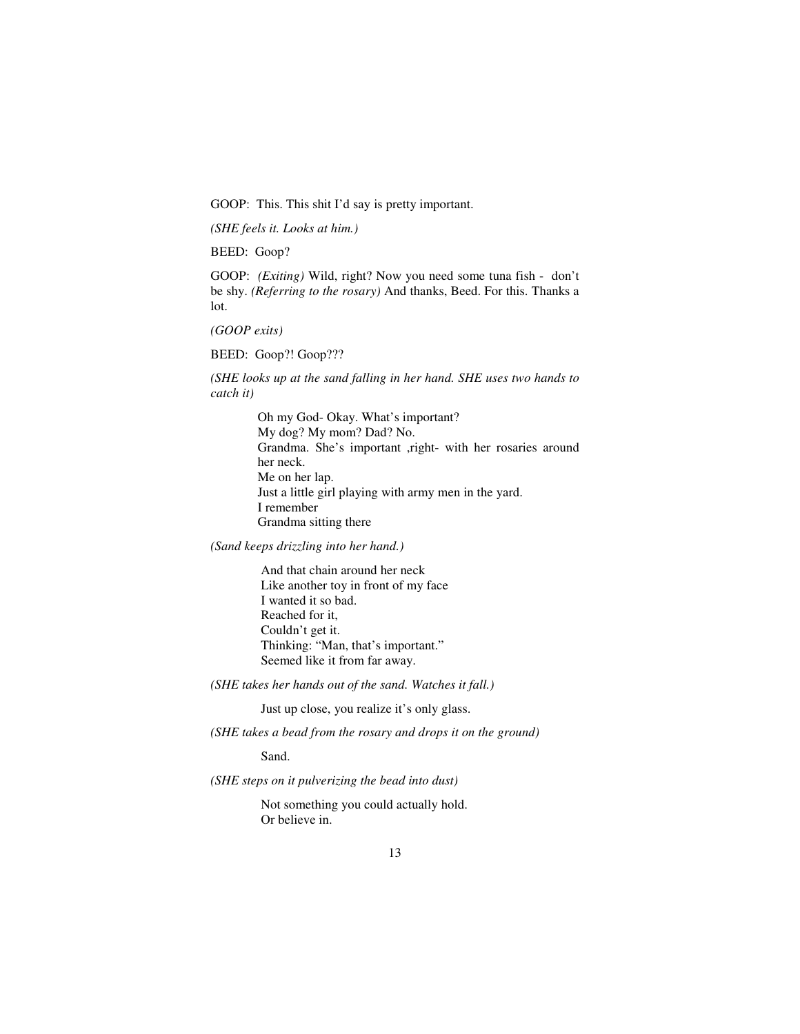GOOP: This. This shit I'd say is pretty important.

*(SHE feels it. Looks at him.)*

BEED: Goop?

GOOP: *(Exiting)* Wild, right? Now you need some tuna fish - don't be shy. *(Referring to the rosary)* And thanks, Beed. For this. Thanks a lot.

*(GOOP exits)*

BEED: Goop?! Goop???

*(SHE looks up at the sand falling in her hand. SHE uses two hands to catch it)*

> Oh my God- Okay. What's important?
> My dog? My mom? Dad? No.
> Grandma. She's important ,right- with her rosaries around her neck.
> Me on her lap.
> Just a little girl playing with army men in the yard.
> I remember
> Grandma sitting there

*(Sand keeps drizzling into her hand.)*

> And that chain around her neck
> Like another toy in front of my face
> I wanted it so bad.
> Reached for it,
> Couldn't get it.
> Thinking: "Man, that's important."
> Seemed like it from far away.

*(SHE takes her hands out of the sand. Watches it fall.)*

> Just up close, you realize it's only glass.

*(SHE takes a bead from the rosary and drops it on the ground)*

> Sand.

*(SHE steps on it pulverizing the bead into dust)*

> Not something you could actually hold.
> Or believe in.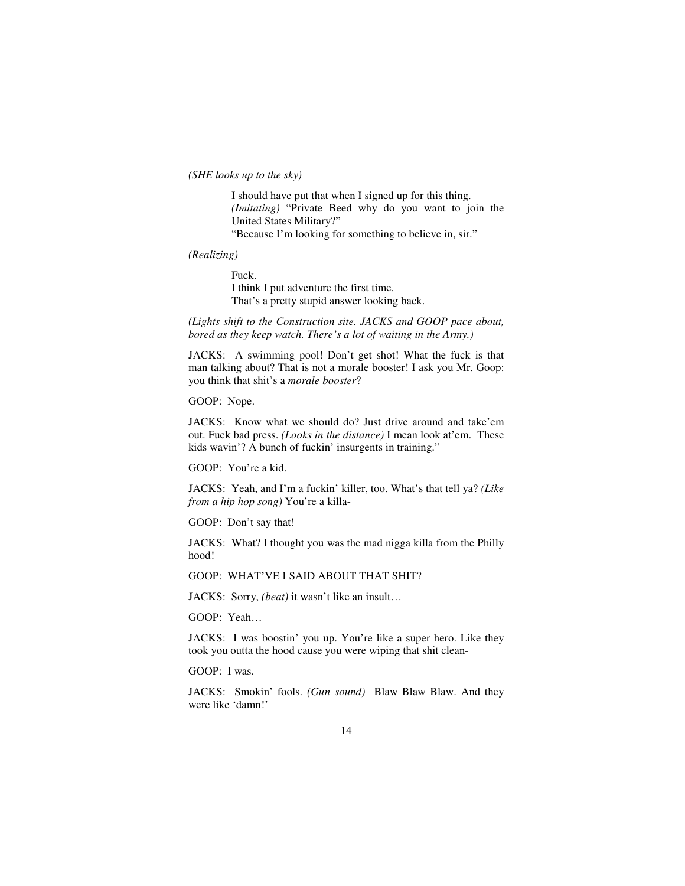*(SHE looks up to the sky)*

> I should have put that when I signed up for this thing.
> *(Imitating)* "Private Beed why do you want to join the United States Military?"
> "Because I'm looking for something to believe in, sir."

*(Realizing)*

> Fuck.
> I think I put adventure the first time.
> That's a pretty stupid answer looking back.

*(Lights shift to the Construction site. JACKS and GOOP pace about, bored as they keep watch. There's a lot of waiting in the Army.)*

JACKS: A swimming pool! Don't get shot! What the fuck is that man talking about? That is not a morale booster! I ask you Mr. Goop: you think that shit's a *morale booster*?

GOOP: Nope.

JACKS: Know what we should do? Just drive around and take'em out. Fuck bad press. *(Looks in the distance)* I mean look at'em. These kids wavin'? A bunch of fuckin' insurgents in training."

GOOP: You're a kid.

JACKS: Yeah, and I'm a fuckin' killer, too. What's that tell ya? *(Like from a hip hop song)* You're a killa-

GOOP: Don't say that!

JACKS: What? I thought you was the mad nigga killa from the Philly hood!

GOOP: WHAT'VE I SAID ABOUT THAT SHIT?

JACKS: Sorry, *(beat)* it wasn't like an insult…

GOOP: Yeah…

JACKS: I was boostin' you up. You're like a super hero. Like they took you outta the hood cause you were wiping that shit clean-

GOOP: I was.

JACKS: Smokin' fools. *(Gun sound)* Blaw Blaw Blaw. And they were like 'damn!'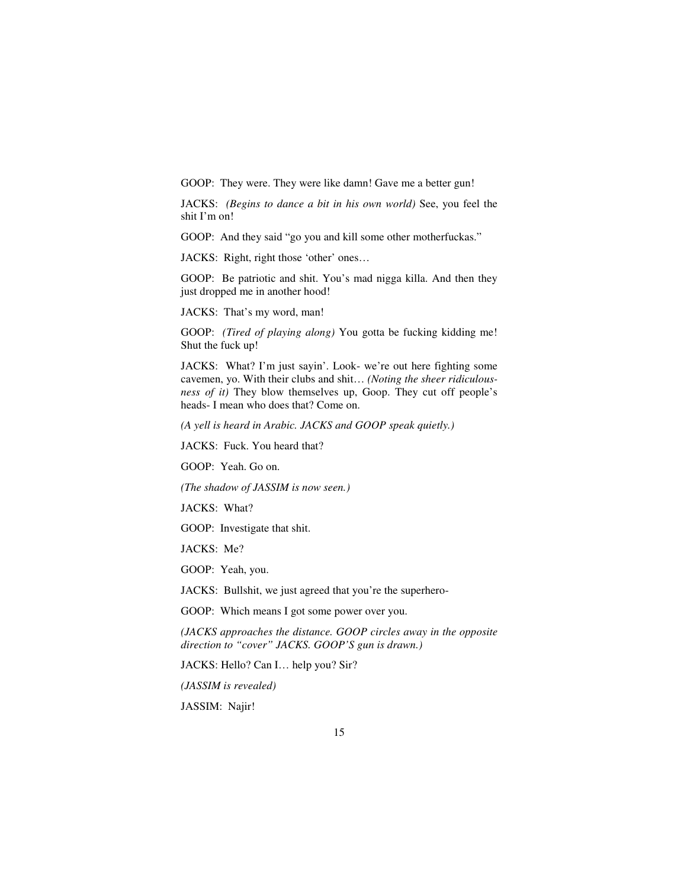GOOP: They were. They were like damn! Gave me a better gun!

JACKS: *(Begins to dance a bit in his own world)* See, you feel the shit I'm on!

GOOP: And they said "go you and kill some other motherfuckas."

JACKS: Right, right those 'other' ones…

GOOP: Be patriotic and shit. You's mad nigga killa. And then they just dropped me in another hood!

JACKS: That's my word, man!

GOOP: *(Tired of playing along)* You gotta be fucking kidding me! Shut the fuck up!

JACKS: What? I'm just sayin'. Look- we're out here fighting some cavemen, yo. With their clubs and shit… *(Noting the sheer ridiculousness of it)* They blow themselves up, Goop. They cut off people's heads- I mean who does that? Come on.

*(A yell is heard in Arabic. JACKS and GOOP speak quietly.)*

JACKS: Fuck. You heard that?

GOOP: Yeah. Go on.

*(The shadow of JASSIM is now seen.)*

JACKS: What?

GOOP: Investigate that shit.

JACKS: Me?

GOOP: Yeah, you.

JACKS: Bullshit, we just agreed that you're the superhero-

GOOP: Which means I got some power over you.

*(JACKS approaches the distance. GOOP circles away in the opposite direction to "cover" JACKS. GOOP'S gun is drawn.)*

JACKS: Hello? Can I… help you? Sir?

*(JASSIM is revealed)*

JASSIM: Najir!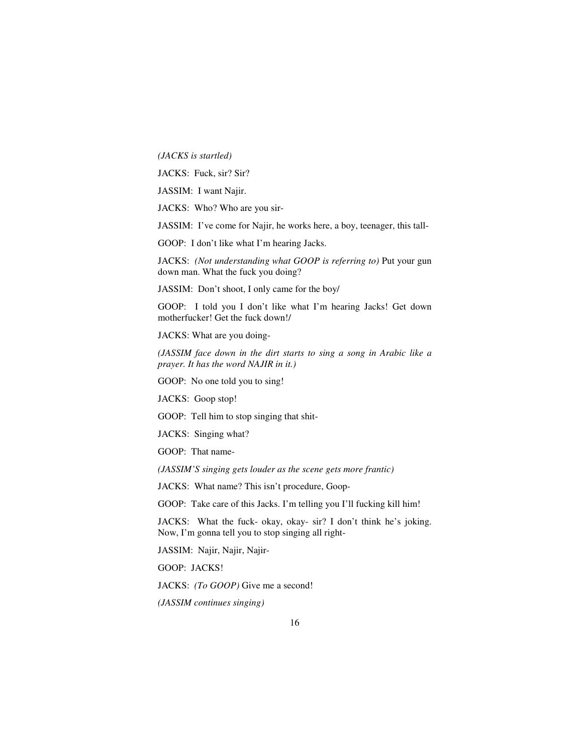*(JACKS is startled)*

JACKS: Fuck, sir? Sir?

JASSIM: I want Najir.

JACKS: Who? Who are you sir-

JASSIM: I've come for Najir, he works here, a boy, teenager, this tall-

GOOP: I don't like what I'm hearing Jacks.

JACKS: *(Not understanding what GOOP is referring to)* Put your gun down man. What the fuck you doing?

JASSIM: Don't shoot, I only came for the boy/

GOOP: I told you I don't like what I'm hearing Jacks! Get down motherfucker! Get the fuck down!/

JACKS: What are you doing-

*(JASSIM face down in the dirt starts to sing a song in Arabic like a prayer. It has the word NAJIR in it.)*

GOOP: No one told you to sing!

JACKS: Goop stop!

GOOP: Tell him to stop singing that shit-

JACKS: Singing what?

GOOP: That name-

*(JASSIM'S singing gets louder as the scene gets more frantic)*

JACKS: What name? This isn't procedure, Goop-

GOOP: Take care of this Jacks. I'm telling you I'll fucking kill him!

JACKS: What the fuck- okay, okay- sir? I don't think he's joking. Now, I'm gonna tell you to stop singing all right-

JASSIM: Najir, Najir, Najir-

GOOP: JACKS!

JACKS: *(To GOOP)* Give me a second!

*(JASSIM continues singing)*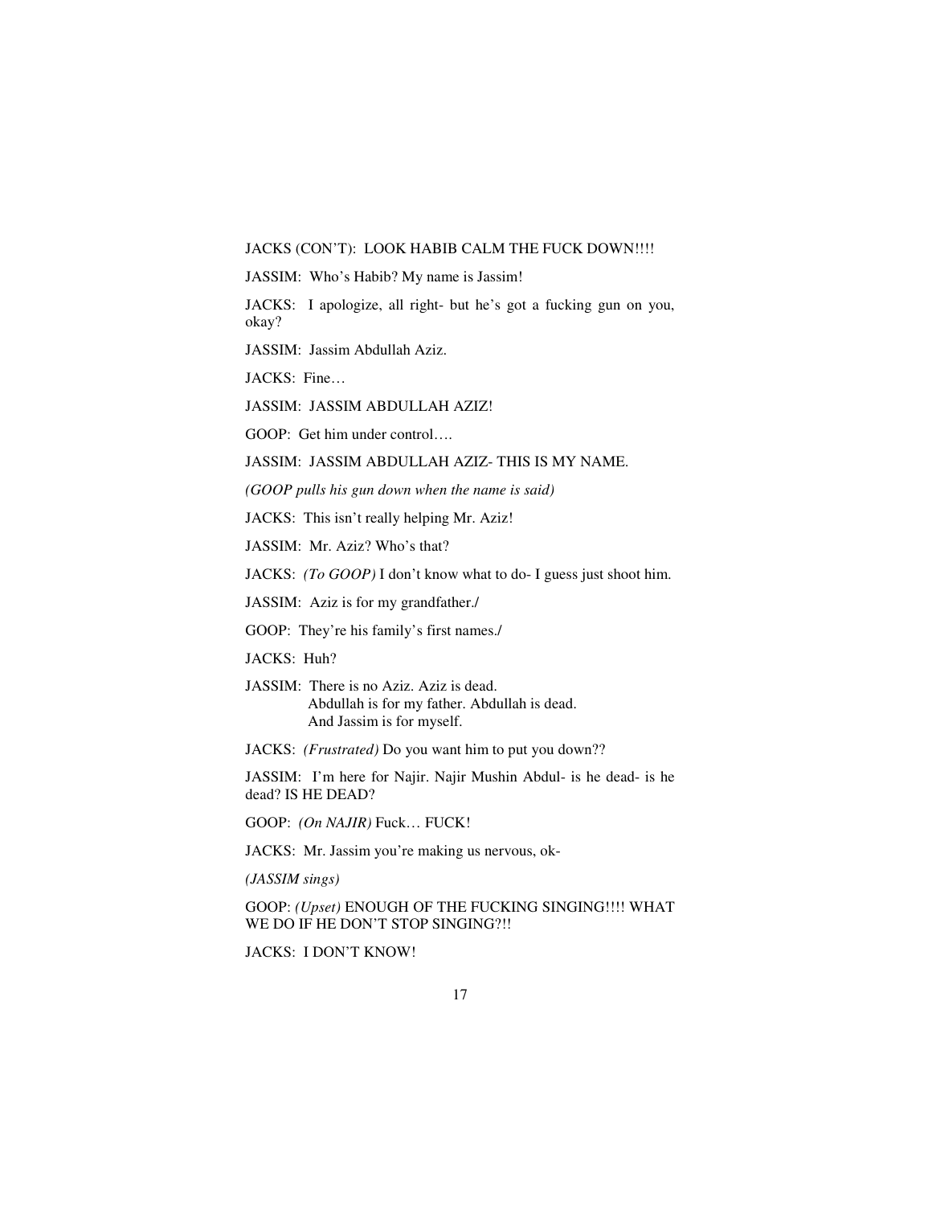JACKS (CON'T): LOOK HABIB CALM THE FUCK DOWN!!!!

JASSIM: Who's Habib? My name is Jassim!

JACKS: I apologize, all right- but he's got a fucking gun on you, okay?

JASSIM: Jassim Abdullah Aziz.

JACKS: Fine…

JASSIM: JASSIM ABDULLAH AZIZ!

GOOP: Get him under control….

JASSIM: JASSIM ABDULLAH AZIZ- THIS IS MY NAME.

*(GOOP pulls his gun down when the name is said)*

JACKS: This isn't really helping Mr. Aziz!

JASSIM: Mr. Aziz? Who's that?

JACKS: *(To GOOP)* I don't know what to do- I guess just shoot him.

JASSIM: Aziz is for my grandfather./

GOOP: They're his family's first names./

JACKS: Huh?

JASSIM: There is no Aziz. Aziz is dead.
Abdullah is for my father. Abdullah is dead.
And Jassim is for myself.

JACKS: *(Frustrated)* Do you want him to put you down??

JASSIM: I'm here for Najir. Najir Mushin Abdul- is he dead- is he dead? IS HE DEAD?

GOOP: *(On NAJIR)* Fuck… FUCK!

JACKS: Mr. Jassim you're making us nervous, ok-

*(JASSIM sings)*

GOOP: *(Upset)* ENOUGH OF THE FUCKING SINGING!!!! WHAT WE DO IF HE DON'T STOP SINGING?!!

JACKS: I DON'T KNOW!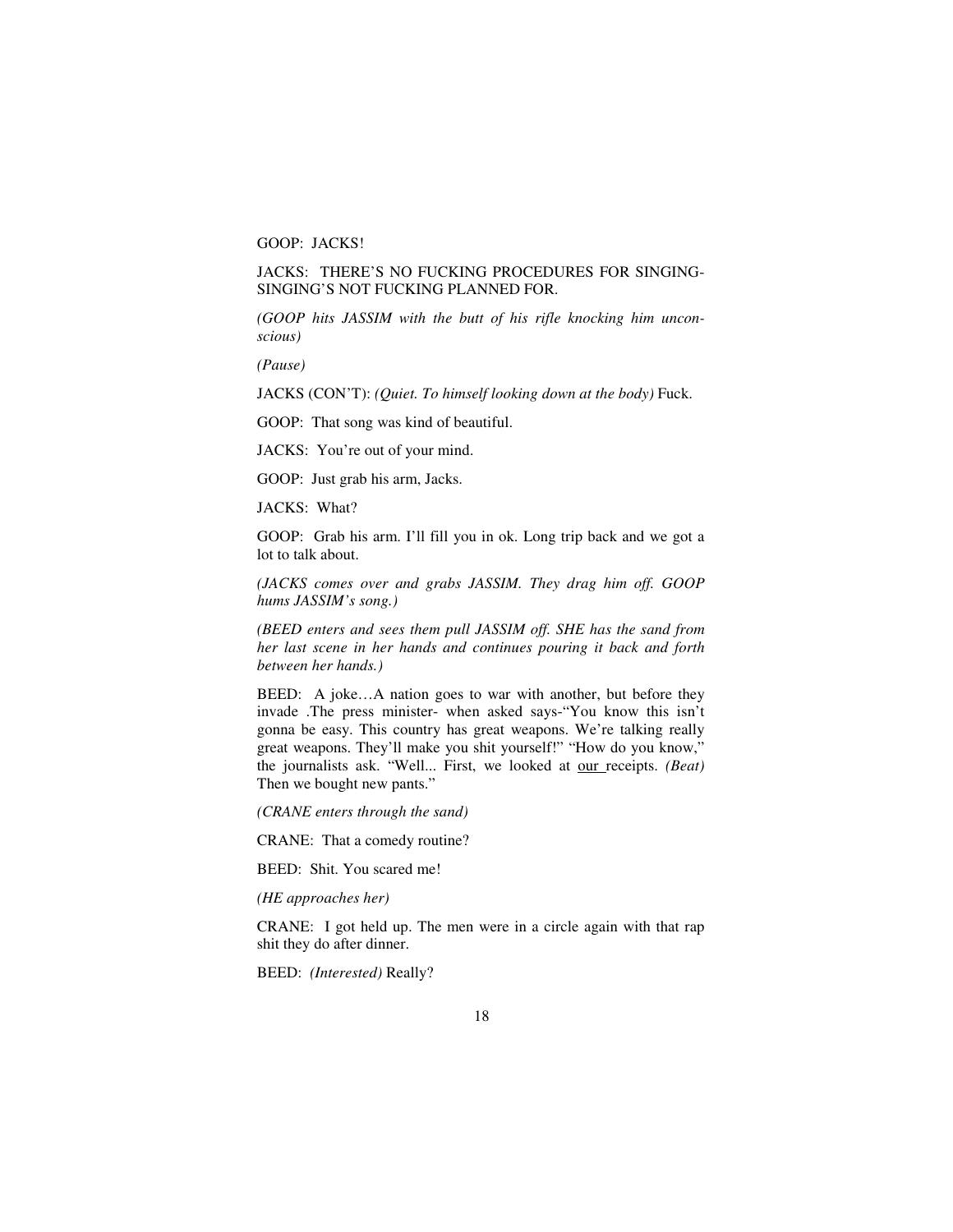GOOP: JACKS!

JACKS: THERE'S NO FUCKING PROCEDURES FOR SINGING- SINGING'S NOT FUCKING PLANNED FOR.

*(GOOP hits JASSIM with the butt of his rifle knocking him unconscious)*

*(Pause)*

JACKS (CON'T): *(Quiet. To himself looking down at the body)* Fuck.

GOOP: That song was kind of beautiful.

JACKS: You're out of your mind.

GOOP: Just grab his arm, Jacks.

JACKS: What?

GOOP: Grab his arm. I'll fill you in ok. Long trip back and we got a lot to talk about.

*(JACKS comes over and grabs JASSIM. They drag him off. GOOP hums JASSIM's song.)*

*(BEED enters and sees them pull JASSIM off. SHE has the sand from her last scene in her hands and continues pouring it back and forth between her hands.)*

BEED: A joke…A nation goes to war with another, but before they invade .The press minister- when asked says-"You know this isn't gonna be easy. This country has great weapons. We're talking really great weapons. They'll make you shit yourself!" "How do you know," the journalists ask. "Well... First, we looked at <u>our</u> receipts. *(Beat)* Then we bought new pants."

*(CRANE enters through the sand)*

CRANE: That a comedy routine?

BEED: Shit. You scared me!

*(HE approaches her)*

CRANE: I got held up. The men were in a circle again with that rap shit they do after dinner.

BEED: *(Interested)* Really?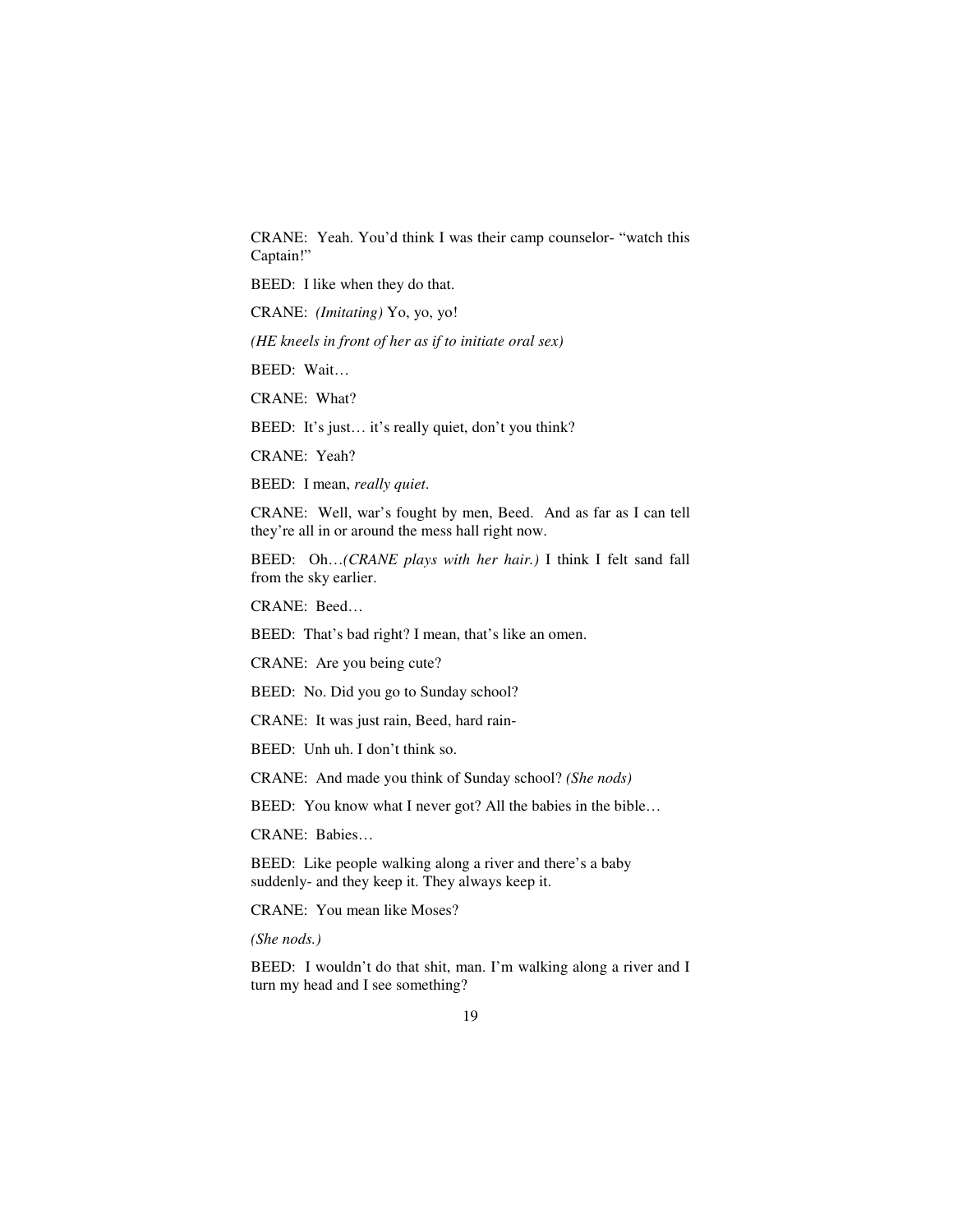CRANE: Yeah. You'd think I was their camp counselor- "watch this Captain!"

BEED: I like when they do that.

CRANE: *(Imitating)* Yo, yo, yo!

*(HE kneels in front of her as if to initiate oral sex)*

BEED: Wait…

CRANE: What?

BEED: It's just… it's really quiet, don't you think?

CRANE: Yeah?

BEED: I mean, *really quiet*.

CRANE: Well, war's fought by men, Beed. And as far as I can tell they're all in or around the mess hall right now.

BEED: Oh…*(CRANE plays with her hair.)* I think I felt sand fall from the sky earlier.

CRANE: Beed…

BEED: That's bad right? I mean, that's like an omen.

CRANE: Are you being cute?

BEED: No. Did you go to Sunday school?

CRANE: It was just rain, Beed, hard rain-

BEED: Unh uh. I don't think so.

CRANE: And made you think of Sunday school? *(She nods)*

BEED: You know what I never got? All the babies in the bible…

CRANE: Babies…

BEED: Like people walking along a river and there's a baby suddenly- and they keep it. They always keep it.

CRANE: You mean like Moses?

*(She nods.)*

BEED: I wouldn't do that shit, man. I'm walking along a river and I turn my head and I see something?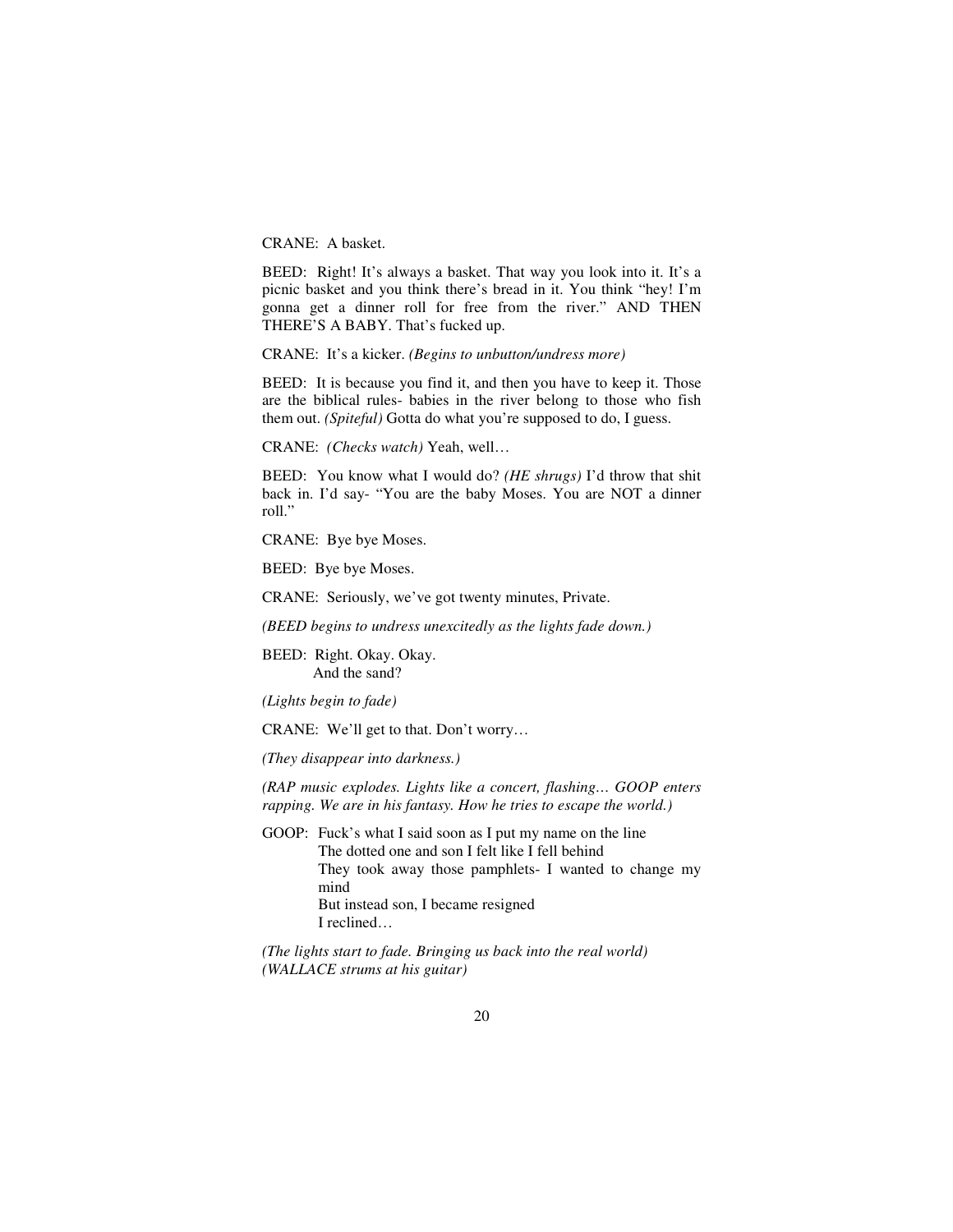CRANE: A basket.

BEED: Right! It's always a basket. That way you look into it. It's a picnic basket and you think there's bread in it. You think "hey! I'm gonna get a dinner roll for free from the river." AND THEN THERE'S A BABY. That's fucked up.

CRANE: It's a kicker. *(Begins to unbutton/undress more)*

BEED: It is because you find it, and then you have to keep it. Those are the biblical rules- babies in the river belong to those who fish them out. *(Spiteful)* Gotta do what you're supposed to do, I guess.

CRANE: *(Checks watch)* Yeah, well…

BEED: You know what I would do? *(HE shrugs)* I'd throw that shit back in. I'd say- "You are the baby Moses. You are NOT a dinner roll."

CRANE: Bye bye Moses.

BEED: Bye bye Moses.

CRANE: Seriously, we've got twenty minutes, Private.

*(BEED begins to undress unexcitedly as the lights fade down.)*

BEED: Right. Okay. Okay.
And the sand?

*(Lights begin to fade)*

CRANE: We'll get to that. Don't worry…

*(They disappear into darkness.)*

*(RAP music explodes. Lights like a concert, flashing… GOOP enters rapping. We are in his fantasy. How he tries to escape the world.)*

GOOP: Fuck's what I said soon as I put my name on the line
The dotted one and son I felt like I fell behind
They took away those pamphlets- I wanted to change my mind
But instead son, I became resigned
I reclined…

*(The lights start to fade. Bringing us back into the real world)*
*(WALLACE strums at his guitar)*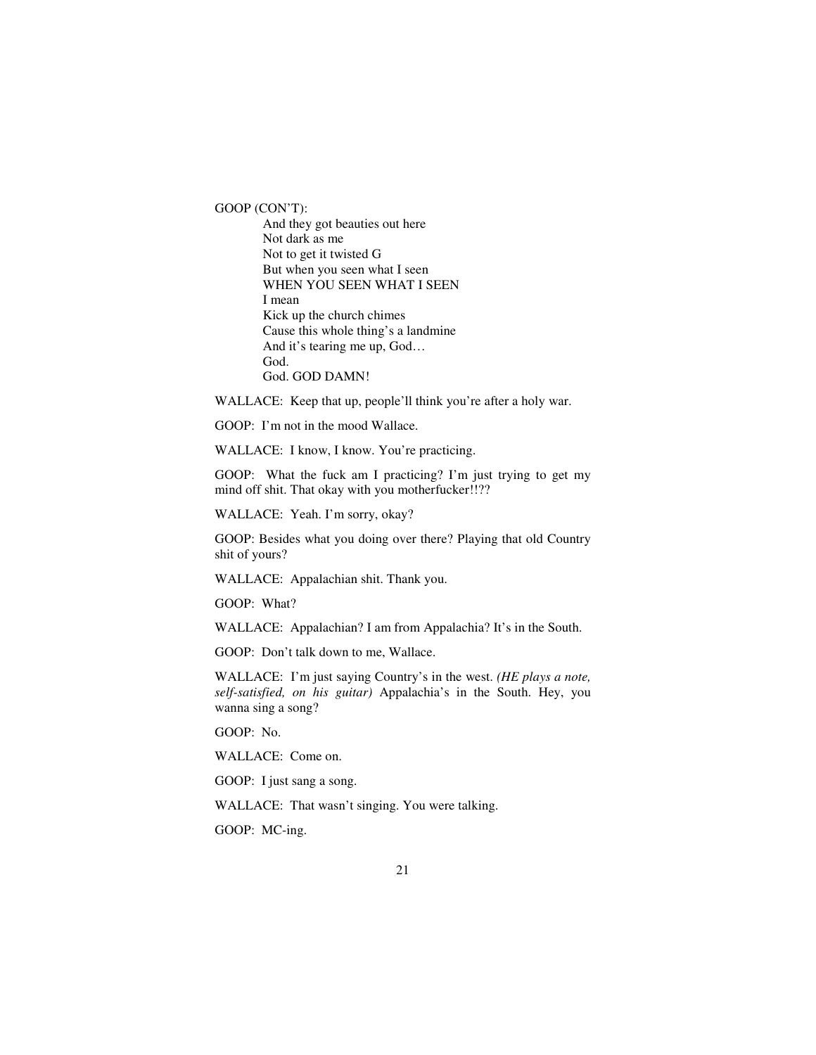GOOP (CON'T):

And they got beauties out here  
Not dark as me  
Not to get it twisted G  
But when you seen what I seen  
WHEN YOU SEEN WHAT I SEEN  
I mean  
Kick up the church chimes  
Cause this whole thing's a landmine  
And it's tearing me up, God…  
God.  
God. GOD DAMN!

WALLACE: Keep that up, people'll think you're after a holy war.

GOOP: I'm not in the mood Wallace.

WALLACE: I know, I know. You're practicing.

GOOP: What the fuck am I practicing? I'm just trying to get my mind off shit. That okay with you motherfucker!!??

WALLACE: Yeah. I'm sorry, okay?

GOOP: Besides what you doing over there? Playing that old Country shit of yours?

WALLACE: Appalachian shit. Thank you.

GOOP: What?

WALLACE: Appalachian? I am from Appalachia? It's in the South.

GOOP: Don't talk down to me, Wallace.

WALLACE: I'm just saying Country's in the west. *(HE plays a note, self-satisfied, on his guitar)* Appalachia's in the South. Hey, you wanna sing a song?

GOOP: No.

WALLACE: Come on.

GOOP: I just sang a song.

WALLACE: That wasn't singing. You were talking.

GOOP: MC-ing.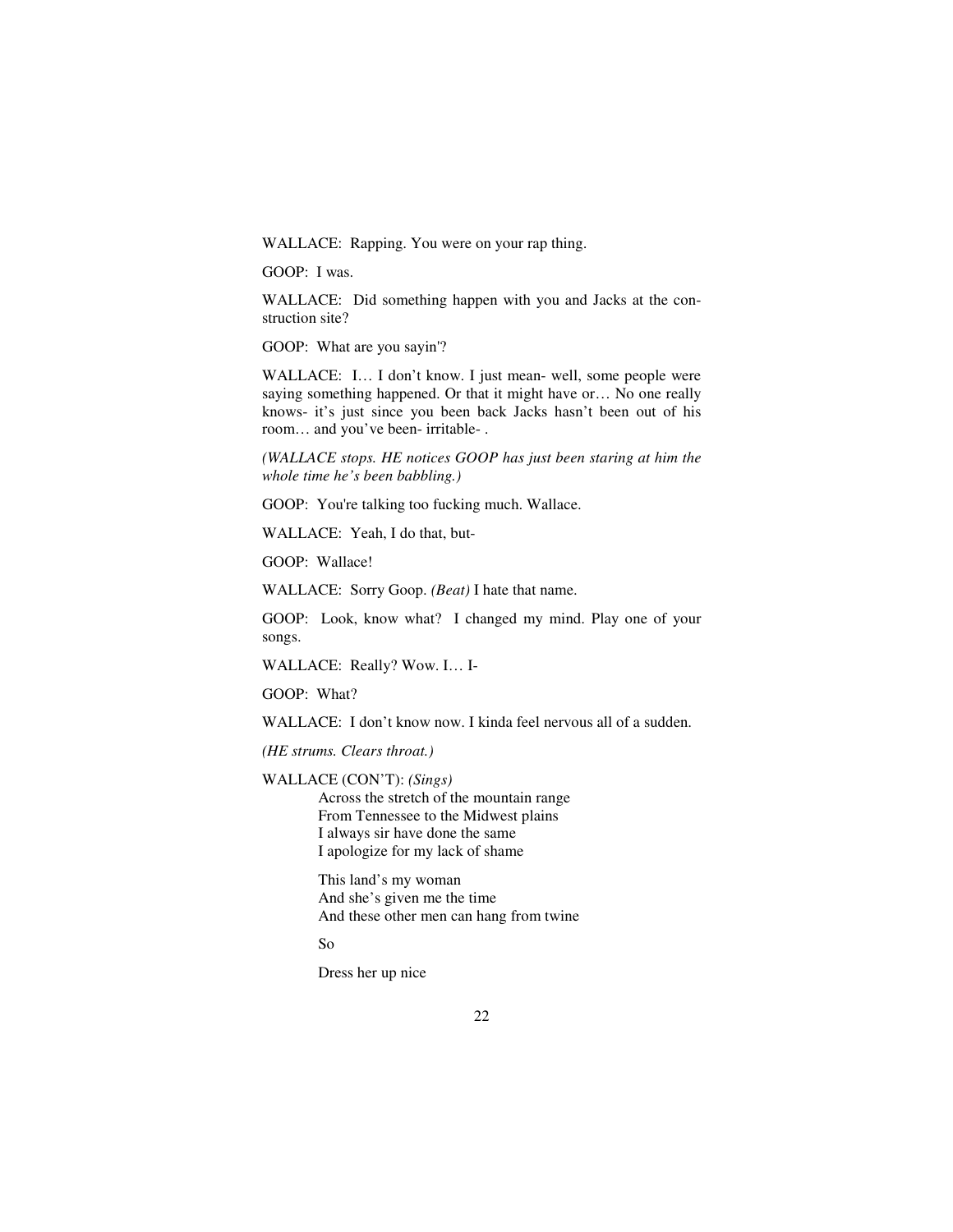WALLACE: Rapping. You were on your rap thing.

GOOP: I was.

WALLACE: Did something happen with you and Jacks at the construction site?

GOOP: What are you sayin'?

WALLACE: I… I don't know. I just mean- well, some people were saying something happened. Or that it might have or… No one really knows- it's just since you been back Jacks hasn't been out of his room… and you've been- irritable- .

*(WALLACE stops. HE notices GOOP has just been staring at him the whole time he's been babbling.)*

GOOP: You're talking too fucking much. Wallace.

WALLACE: Yeah, I do that, but-

GOOP: Wallace!

WALLACE: Sorry Goop. *(Beat)* I hate that name.

GOOP: Look, know what? I changed my mind. Play one of your songs.

WALLACE: Really? Wow. I… I-

GOOP: What?

WALLACE: I don't know now. I kinda feel nervous all of a sudden.

*(HE strums. Clears throat.)*

WALLACE (CON'T): *(Sings)*

> Across the stretch of the mountain range
> From Tennessee to the Midwest plains
> I always sir have done the same
> I apologize for my lack of shame
>
> This land's my woman
> And she's given me the time
> And these other men can hang from twine
>
> So
>
> Dress her up nice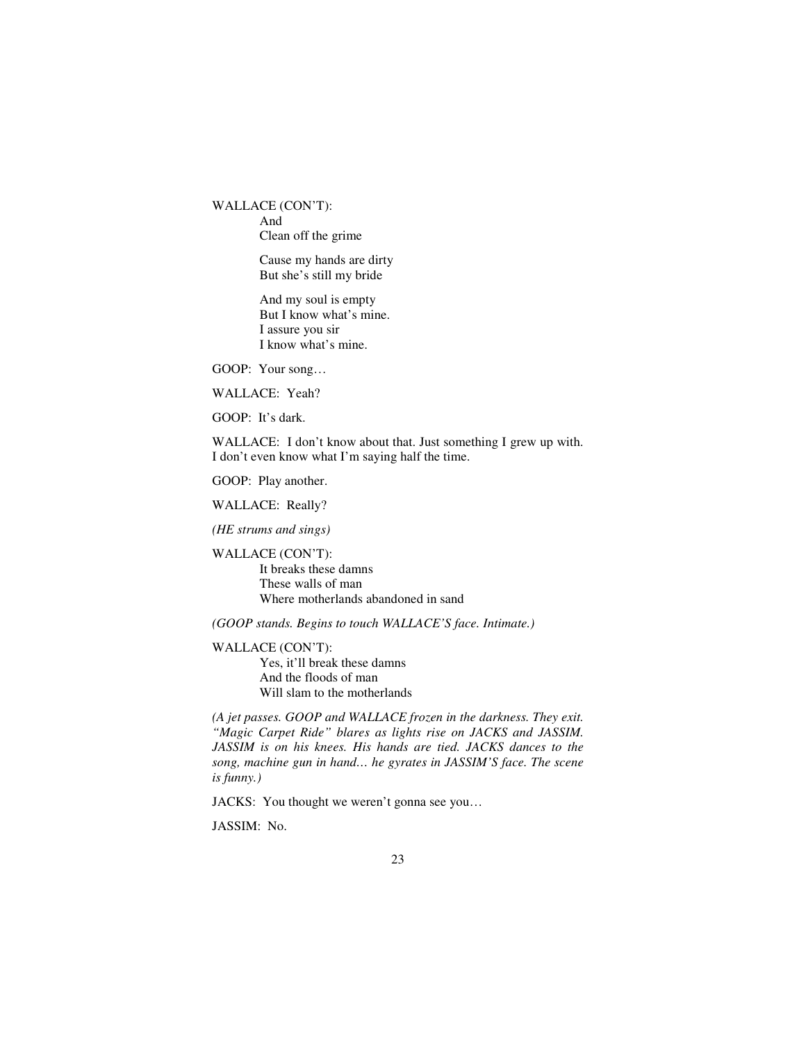WALLACE (CON'T):

And
Clean off the grime

Cause my hands are dirty
But she's still my bride

And my soul is empty
But I know what's mine.
I assure you sir
I know what's mine.

GOOP: Your song…

WALLACE: Yeah?

GOOP: It's dark.

WALLACE: I don't know about that. Just something I grew up with. I don't even know what I'm saying half the time.

GOOP: Play another.

WALLACE: Really?

*(HE strums and sings)*

WALLACE (CON'T):

It breaks these damns
These walls of man
Where motherlands abandoned in sand

*(GOOP stands. Begins to touch WALLACE'S face. Intimate.)*

WALLACE (CON'T):

Yes, it'll break these damns
And the floods of man
Will slam to the motherlands

*(A jet passes. GOOP and WALLACE frozen in the darkness. They exit. "Magic Carpet Ride" blares as lights rise on JACKS and JASSIM. JASSIM is on his knees. His hands are tied. JACKS dances to the song, machine gun in hand… he gyrates in JASSIM'S face. The scene is funny.)*

JACKS: You thought we weren't gonna see you…

JASSIM: No.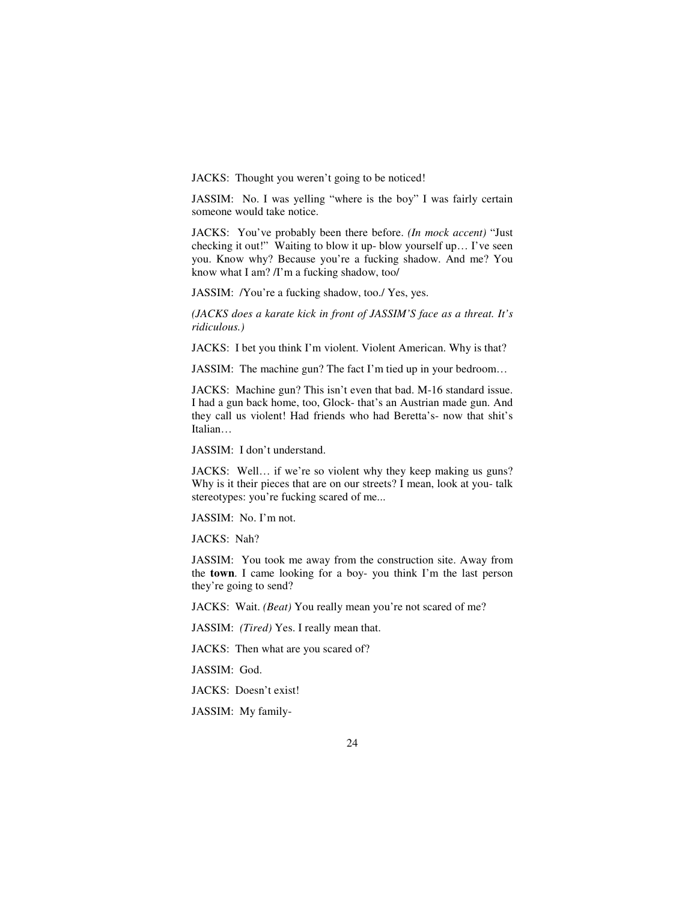JACKS: Thought you weren't going to be noticed!

JASSIM: No. I was yelling "where is the boy" I was fairly certain someone would take notice.

JACKS: You've probably been there before. *(In mock accent)* "Just checking it out!" Waiting to blow it up- blow yourself up… I've seen you. Know why? Because you're a fucking shadow. And me? You know what I am? /I'm a fucking shadow, too/

JASSIM: /You're a fucking shadow, too./ Yes, yes.

*(JACKS does a karate kick in front of JASSIM'S face as a threat. It's ridiculous.)*

JACKS: I bet you think I'm violent. Violent American. Why is that?

JASSIM: The machine gun? The fact I'm tied up in your bedroom…

JACKS: Machine gun? This isn't even that bad. M-16 standard issue. I had a gun back home, too, Glock- that's an Austrian made gun. And they call us violent! Had friends who had Beretta's- now that shit's Italian…

JASSIM: I don't understand.

JACKS: Well… if we're so violent why they keep making us guns? Why is it their pieces that are on our streets? I mean, look at you- talk stereotypes: you're fucking scared of me...

JASSIM: No. I'm not.

JACKS: Nah?

JASSIM: You took me away from the construction site. Away from the **town**. I came looking for a boy- you think I'm the last person they're going to send?

JACKS: Wait. *(Beat)* You really mean you're not scared of me?

JASSIM: *(Tired)* Yes. I really mean that.

JACKS: Then what are you scared of?

JASSIM: God.

JACKS: Doesn't exist!

JASSIM: My family-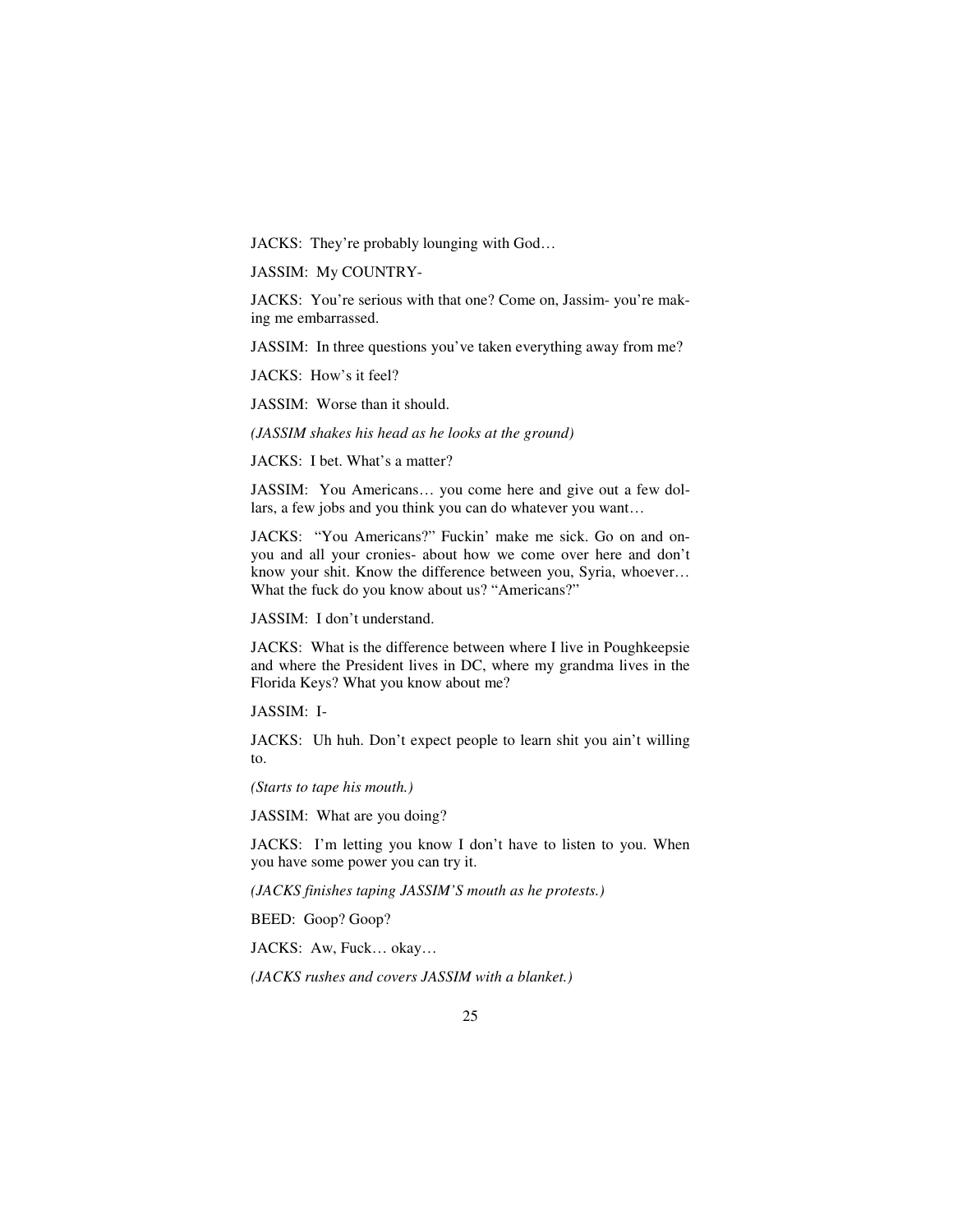JACKS: They're probably lounging with God…

JASSIM: My COUNTRY-

JACKS: You're serious with that one? Come on, Jassim- you're making me embarrassed.

JASSIM: In three questions you've taken everything away from me?

JACKS: How's it feel?

JASSIM: Worse than it should.

*(JASSIM shakes his head as he looks at the ground)*

JACKS: I bet. What's a matter?

JASSIM: You Americans… you come here and give out a few dollars, a few jobs and you think you can do whatever you want…

JACKS: "You Americans?" Fuckin' make me sick. Go on and on- you and all your cronies- about how we come over here and don't know your shit. Know the difference between you, Syria, whoever… What the fuck do you know about us? "Americans?"

JASSIM: I don't understand.

JACKS: What is the difference between where I live in Poughkeepsie and where the President lives in DC, where my grandma lives in the Florida Keys? What you know about me?

JASSIM: I-

JACKS: Uh huh. Don't expect people to learn shit you ain't willing to.

*(Starts to tape his mouth.)*

JASSIM: What are you doing?

JACKS: I'm letting you know I don't have to listen to you. When you have some power you can try it.

*(JACKS finishes taping JASSIM'S mouth as he protests.)*

BEED: Goop? Goop?

JACKS: Aw, Fuck… okay…

*(JACKS rushes and covers JASSIM with a blanket.)*